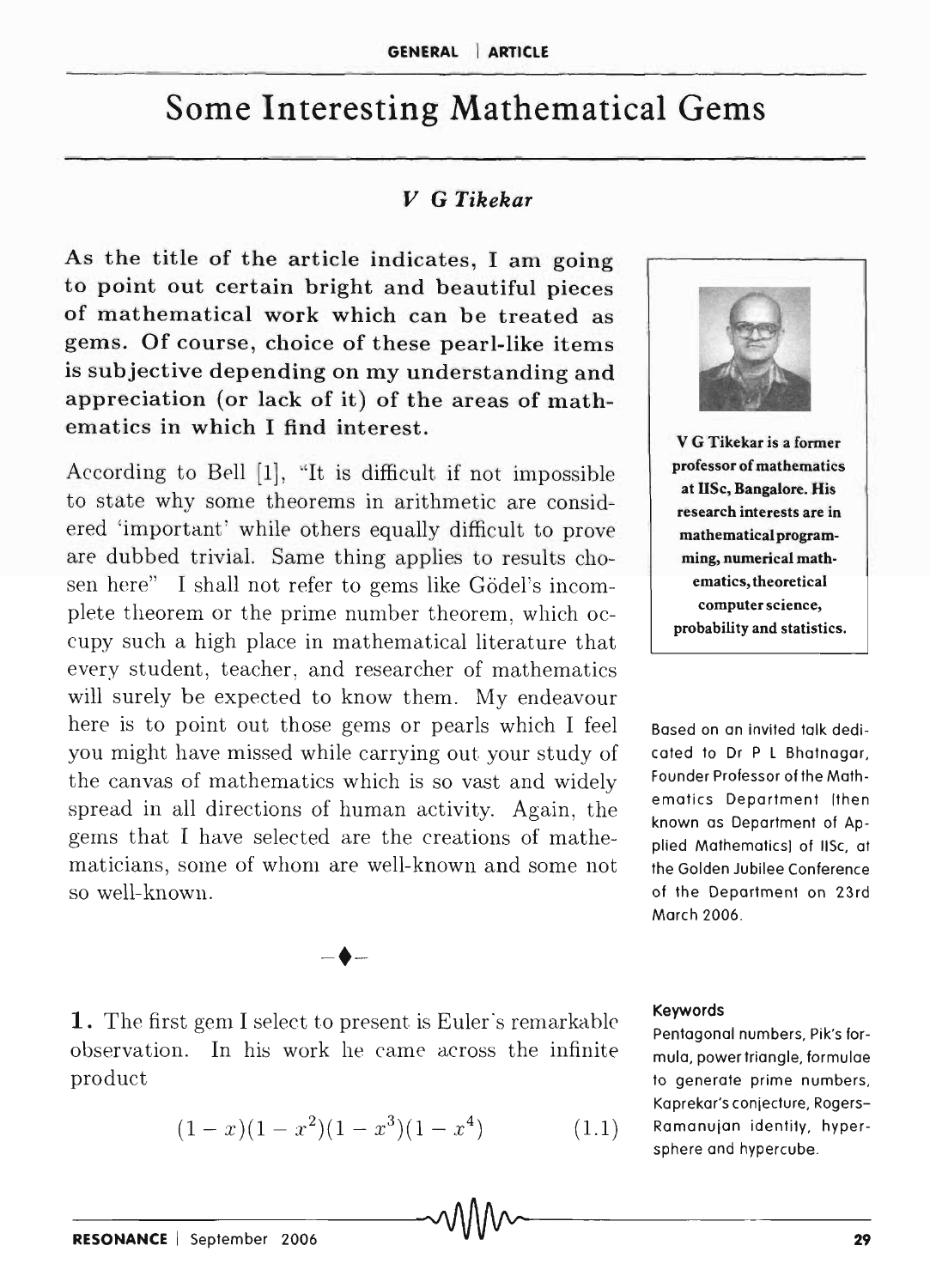# Some Interesting Mathematical Gems

*V G Tikekar*

**As the title of the article indicates, I am going to point out certain bright and beautiful pieces of mathematical work which can be treated as gems. Of course, choice of these pearl-like items is subjective depending on my understanding and appreciation (or lack of it) of the areas of mathematics in which I find interest.**

According to Bell [1], "It is difficult if not impossible to state why some theorems in arithmetic are considered 'important' while others equally difficult to prove are dubbed trivial. Same thing applies to results chosen here" I shall not refer to gems like Gödel's incomplete theorem or the prime number theorem, which occupy such a high place in mathematical literature that every student, teacher, and researcher of mathematics will surely be expected to know them. My endeavour here is to point out those gems or pearls which I feel you might have missed while carrying out your study of the canvas of mathematics which is so vast and widely spread in all directions of human activity. Again, the gems that I have selected are the creations of mathematicians, some of whom are well-known and some not so well-known.

**V G Tikekar is a former professor of mathematics at IISc, Bangalore. His research interests are in mathematical programming, numerical mathematics, theoretical computer science, probability and statistics.**

Based on an invited talk dedicated to Dr P L Bhatnagar, Founder Professor of the Mathematics Department (then known as Department of Applied Mathematics) of IISc, at the Golden Jubilee Conference of the Department on 23rd March 2006.

**Keywords**

Pentagonal numbers, Pik's formula, power triangle, formulae to generate prime numbers, Kaprekar's conjecture, Rogers–Ramanujan identity, hypersphere and hypercube.

—♦—

**1.** The first gem I select to present is Euler's remarkable observation. In his work he came across the infinite product

$$(1-x)(1-x^2)(1-x^3)(1-x^4) \qquad (1.1)$$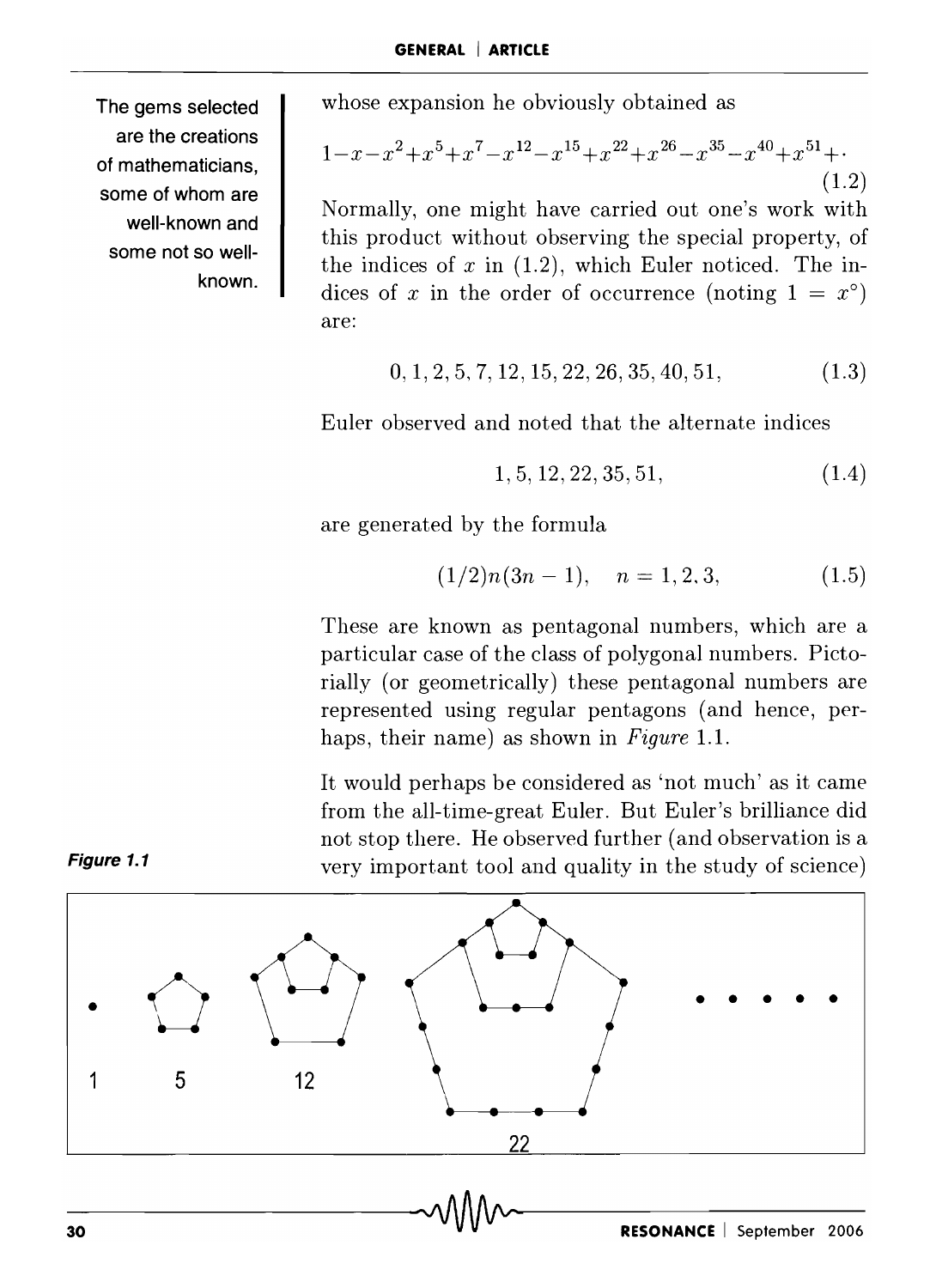The gems selected are the creations of mathematicians, some of whom are well-known and some not so well-known.

whose expansion he obviously obtained as

$$1-x-x^2+x^5+x^7-x^{12}-x^{15}+x^{22}+x^{26}-x^{35}-x^{40}+x^{51}+\cdot \tag{1.2}$$

Normally, one might have carried out one's work with this product without observing the special property, of the indices of $x$ in (1.2), which Euler noticed. The indices of $x$ in the order of occurrence (noting $1 = x^\circ$) are:

$$0, 1, 2, 5, 7, 12, 15, 22, 26, 35, 40, 51, \tag{1.3}$$

Euler observed and noted that the alternate indices

$$1, 5, 12, 22, 35, 51, \tag{1.4}$$

are generated by the formula

$$(1/2)n(3n-1), \quad n = 1, 2, 3, \tag{1.5}$$

These are known as pentagonal numbers, which are a particular case of the class of polygonal numbers. Pictorially (or geometrically) these pentagonal numbers are represented using regular pentagons (and hence, perhaps, their name) as shown in *Figure* 1.1.

It would perhaps be considered as 'not much' as it came from the all-time-great Euler. But Euler's brilliance did not stop there. He observed further (and observation is a very important tool and quality in the study of science)

***Figure 1.1***

1 5 12 22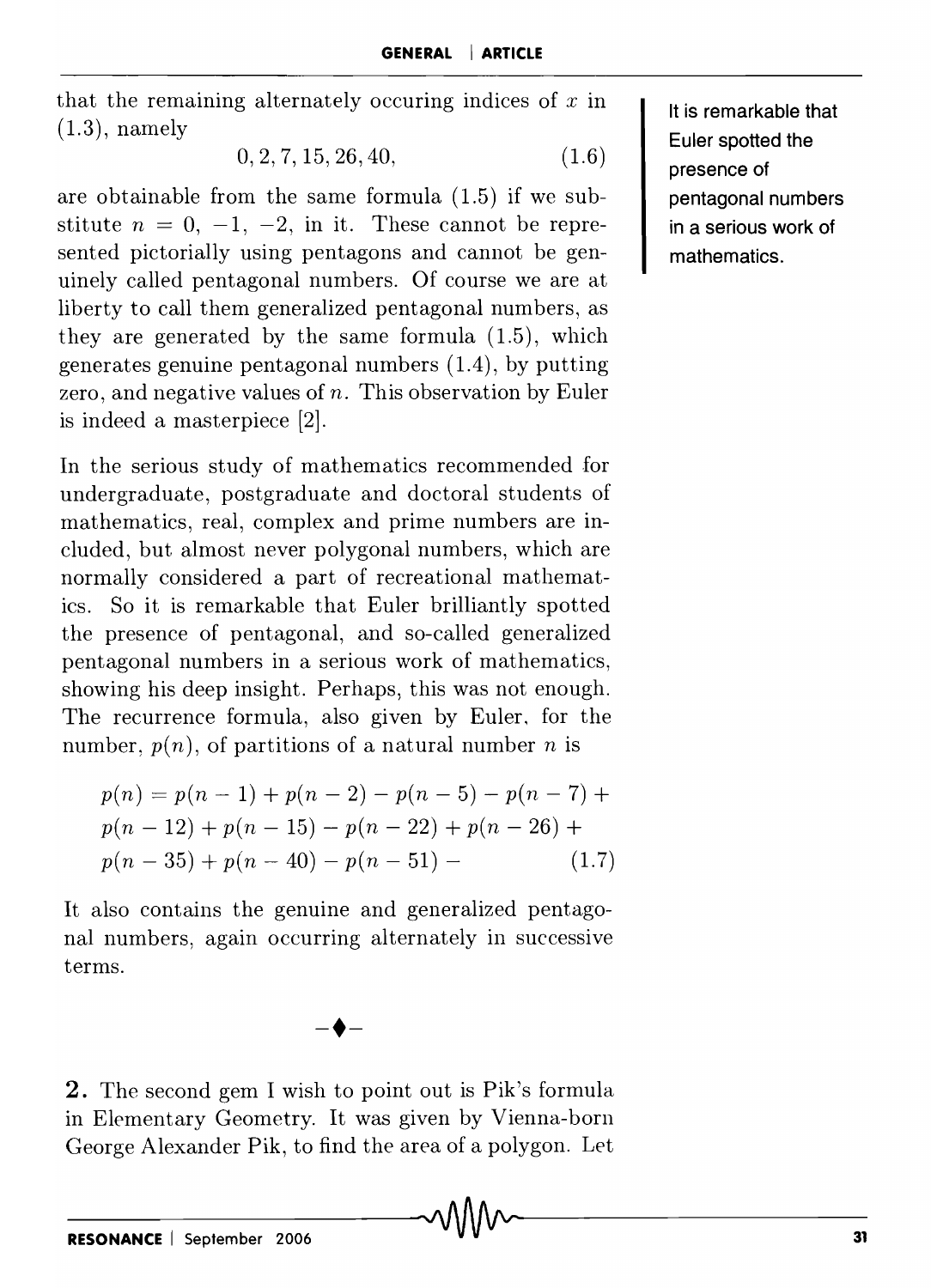that the remaining alternately occuring indices of $x$ in (1.3), namely

$$0, 2, 7, 15, 26, 40, \tag{1.6}$$

are obtainable from the same formula (1.5) if we substitute $n = 0, -1, -2$, in it. These cannot be represented pictorially using pentagons and cannot be genuinely called pentagonal numbers. Of course we are at liberty to call them generalized pentagonal numbers, as they are generated by the same formula (1.5), which generates genuine pentagonal numbers (1.4), by putting zero, and negative values of $n$. This observation by Euler is indeed a masterpiece [2].

It is remarkable that Euler spotted the presence of pentagonal numbers in a serious work of mathematics.

In the serious study of mathematics recommended for undergraduate, postgraduate and doctoral students of mathematics, real, complex and prime numbers are included, but almost never polygonal numbers, which are normally considered a part of recreational mathematics. So it is remarkable that Euler brilliantly spotted the presence of pentagonal, and so-called generalized pentagonal numbers in a serious work of mathematics, showing his deep insight. Perhaps, this was not enough. The recurrence formula, also given by Euler, for the number, $p(n)$, of partitions of a natural number $n$ is

$$\begin{aligned} p(n) &= p(n-1) + p(n-2) - p(n-5) - p(n-7) + \\ & p(n-12) + p(n-15) - p(n-22) + p(n-26) + \\ & p(n-35) + p(n-40) - p(n-51) - \end{aligned} \tag{1.7}$$

It also contains the genuine and generalized pentagonal numbers, again occurring alternately in successive terms.

–♦–

**2.** The second gem I wish to point out is Pik's formula in Elementary Geometry. It was given by Vienna-born George Alexander Pik, to find the area of a polygon. Let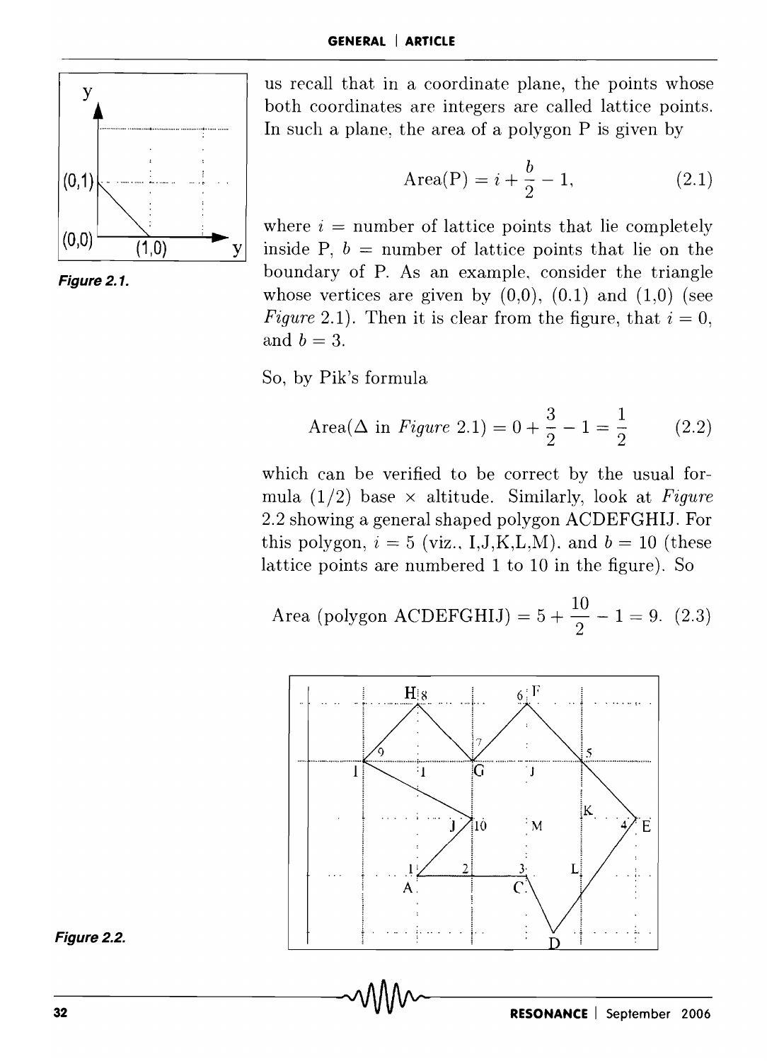us recall that in a coordinate plane, the points whose both coordinates are integers are called lattice points. In such a plane, the area of a polygon P is given by

$$\text{Area(P)} = i + \frac{b}{2} - 1, \tag{2.1}$$

where $i$ = number of lattice points that lie completely inside P, $b$ = number of lattice points that lie on the boundary of P. As an example, consider the triangle whose vertices are given by (0,0), (0.1) and (1,0) (see *Figure* 2.1). Then it is clear from the figure, that $i = 0$, and $b = 3$.

*Figure 2.1.*

So, by Pik's formula

$$\text{Area}(\Delta \text{ in } \textit{Figure } 2.1) = 0 + \frac{3}{2} - 1 = \frac{1}{2} \tag{2.2}$$

which can be verified to be correct by the usual formula (1/2) base × altitude. Similarly, look at *Figure* 2.2 showing a general shaped polygon ACDEFGHIJ. For this polygon, $i = 5$ (viz., I,J,K,L,M), and $b = 10$ (these lattice points are numbered 1 to 10 in the figure). So

$$\text{Area (polygon ACDEFGHIJ)} = 5 + \frac{10}{2} - 1 = 9. \tag{2.3}$$

*Figure 2.2.*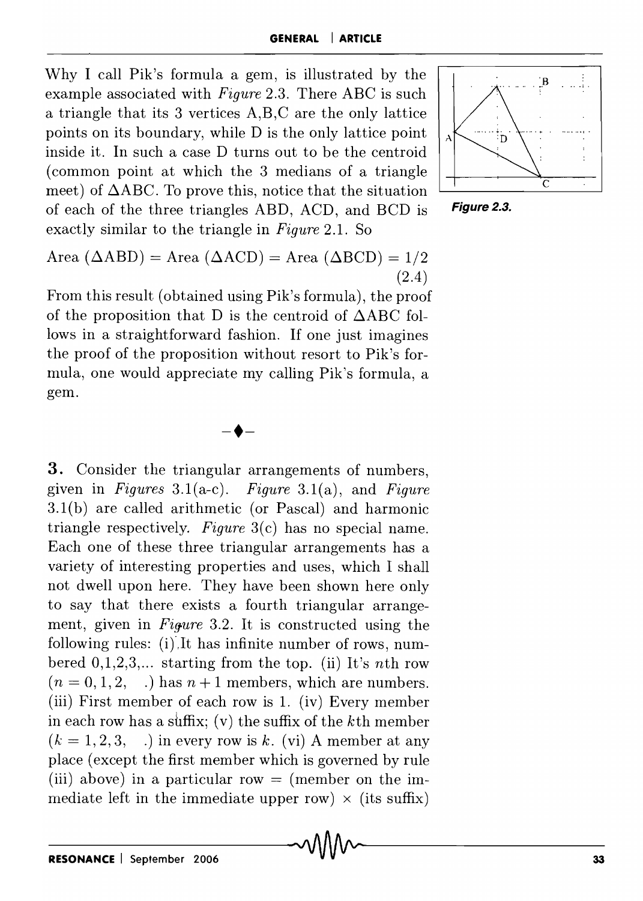Why I call Pik's formula a gem, is illustrated by the example associated with *Figure* 2.3. There ABC is such a triangle that its 3 vertices A,B,C are the only lattice points on its boundary, while D is the only lattice point inside it. In such a case D turns out to be the centroid (common point at which the 3 medians of a triangle meet) of $\Delta$ABC. To prove this, notice that the situation of each of the three triangles ABD, ACD, and BCD is exactly similar to the triangle in *Figure* 2.1. So

$$\text{Area } (\Delta\text{ABD}) = \text{Area } (\Delta\text{ACD}) = \text{Area } (\Delta\text{BCD}) = 1/2 \quad (2.4)$$

From this result (obtained using Pik's formula), the proof of the proposition that D is the centroid of $\Delta$ABC follows in a straightforward fashion. If one just imagines the proof of the proposition without resort to Pik's formula, one would appreciate my calling Pik's formula, a gem.

**Figure 2.3.**

–♦–

**3.** Consider the triangular arrangements of numbers, given in *Figures* 3.1(a-c). *Figure* 3.1(a), and *Figure* 3.1(b) are called arithmetic (or Pascal) and harmonic triangle respectively. *Figure* 3(c) has no special name. Each one of these three triangular arrangements has a variety of interesting properties and uses, which I shall not dwell upon here. They have been shown here only to say that there exists a fourth triangular arrangement, given in *Figure* 3.2. It is constructed using the following rules: (i) It has infinite number of rows, numbered 0,1,2,3,... starting from the top. (ii) It's $n$th row $(n = 0, 1, 2, \ldots)$ has $n + 1$ members, which are numbers. (iii) First member of each row is 1. (iv) Every member in each row has a suffix; (v) the suffix of the $k$th member $(k = 1, 2, 3, \ldots)$ in every row is $k$. (vi) A member at any place (except the first member which is governed by rule (iii) above) in a particular row = (member on the immediate left in the immediate upper row) $\times$ (its suffix)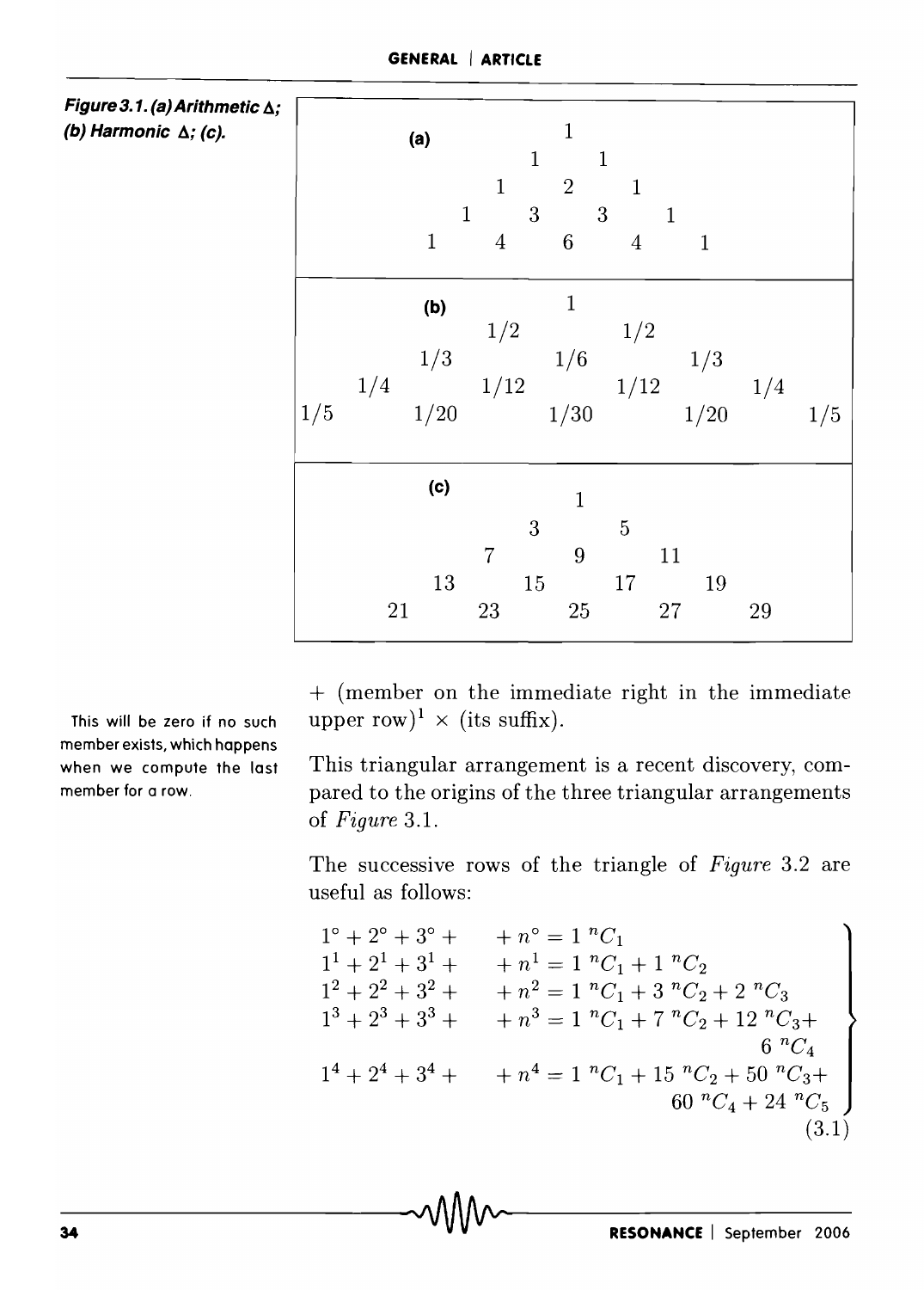**Figure 3.1. (a) Arithmetic Δ; (b) Harmonic Δ; (c).**

**(a)**

$$
\begin{array}{ccccccccc}
 & & & & 1 & & & & \\
 & & & 1 & & 1 & & & \\
 & & 1 & & 2 & & 1 & & \\
 & 1 & & 3 & & 3 & & 1 & \\
1 & & 4 & & 6 & & 4 & & 1
\end{array}
$$

**(b)**

$$
\begin{array}{ccccccccc}
 & & & & 1 & & & & \\
 & & & 1/2 & & 1/2 & & & \\
 & & 1/3 & & 1/6 & & 1/3 & & \\
 & 1/4 & & 1/12 & & 1/12 & & 1/4 & \\
1/5 & & 1/20 & & 1/30 & & 1/20 & & 1/5
\end{array}
$$

**(c)**

$$
\begin{array}{ccccccccc}
 & & & & 1 & & & & \\
 & & & 3 & & 5 & & & \\
 & & 7 & & 9 & & 11 & & \\
 & 13 & & 15 & & 17 & & 19 & \\
21 & & 23 & & 25 & & 27 & & 29
\end{array}
$$

+ (member on the immediate right in the immediate upper row)[1] × (its suffix).

[1] This will be zero if no such member exists, which happens when we compute the last member for a row.

This triangular arrangement is a recent discovery, compared to the origins of the three triangular arrangements of *Figure* 3.1.

The successive rows of the triangle of *Figure* 3.2 are useful as follows:

$$
\left.
\begin{aligned}
1^{\circ} + 2^{\circ} + 3^{\circ} + \quad + n^{\circ} &= 1\ {}^{n}C_1 \\
1^{1} + 2^{1} + 3^{1} + \quad + n^{1} &= 1\ {}^{n}C_1 + 1\ {}^{n}C_2 \\
1^{2} + 2^{2} + 3^{2} + \quad + n^{2} &= 1\ {}^{n}C_1 + 3\ {}^{n}C_2 + 2\ {}^{n}C_3 \\
1^{3} + 2^{3} + 3^{3} + \quad + n^{3} &= 1\ {}^{n}C_1 + 7\ {}^{n}C_2 + 12\ {}^{n}C_3 + 6\ {}^{n}C_4 \\
1^{4} + 2^{4} + 3^{4} + \quad + n^{4} &= 1\ {}^{n}C_1 + 15\ {}^{n}C_2 + 50\ {}^{n}C_3 + 60\ {}^{n}C_4 + 24\ {}^{n}C_5
\end{aligned}
\right\} \qquad (3.1)
$$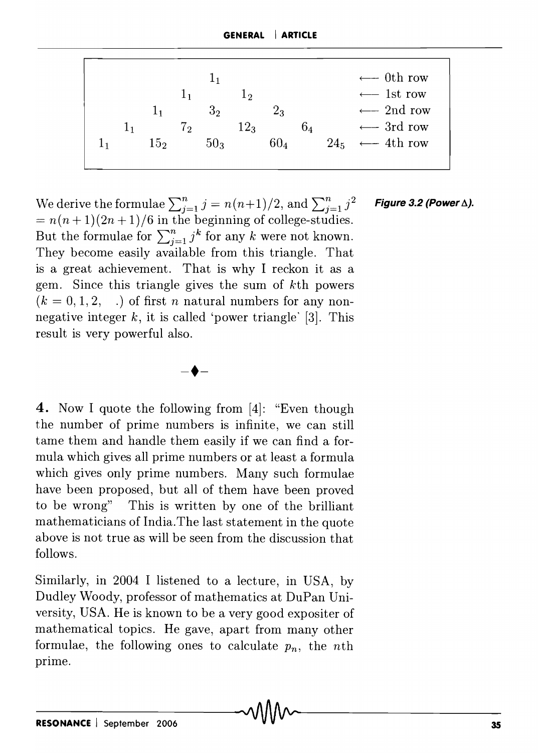$$
\begin{array}{ccccccccccl}
 & & & & 1_1 & & & & & & \longleftarrow \text{0th row} \\
 & & & 1_1 & & 1_2 & & & & & \longleftarrow \text{1st row} \\
 & & 1_1 & & 3_2 & & 2_3 & & & & \longleftarrow \text{2nd row} \\
 & 1_1 & & 7_2 & & 12_3 & & 6_4 & & & \longleftarrow \text{3rd row} \\
1_1 & & 15_2 & & 50_3 & & 60_4 & & 24_5 & & \longleftarrow \text{4th row}
\end{array}
$$

***Figure 3.2 (Power Δ).***

We derive the formulae $\sum_{j=1}^{n} j = n(n+1)/2$, and $\sum_{j=1}^{n} j^2 = n(n+1)(2n+1)/6$ in the beginning of college-studies. But the formulae for $\sum_{j=1}^{n} j^k$ for any $k$ were not known. They become easily available from this triangle. That is a great achievement. That is why I reckon it as a gem. Since this triangle gives the sum of $k$th powers ($k = 0, 1, 2, \ldots$) of first $n$ natural numbers for any non-negative integer $k$, it is called 'power triangle' [3]. This result is very powerful also.

–♦–

**4.** Now I quote the following from [4]: "Even though the number of prime numbers is infinite, we can still tame them and handle them easily if we can find a formula which gives all prime numbers or at least a formula which gives only prime numbers. Many such formulae have been proposed, but all of them have been proved to be wrong" This is written by one of the brilliant mathematicians of India.The last statement in the quote above is not true as will be seen from the discussion that follows.

Similarly, in 2004 I listened to a lecture, in USA, by Dudley Woody, professor of mathematics at DuPan University, USA. He is known to be a very good expositer of mathematical topics. He gave, apart from many other formulae, the following ones to calculate $p_n$, the $n$th prime.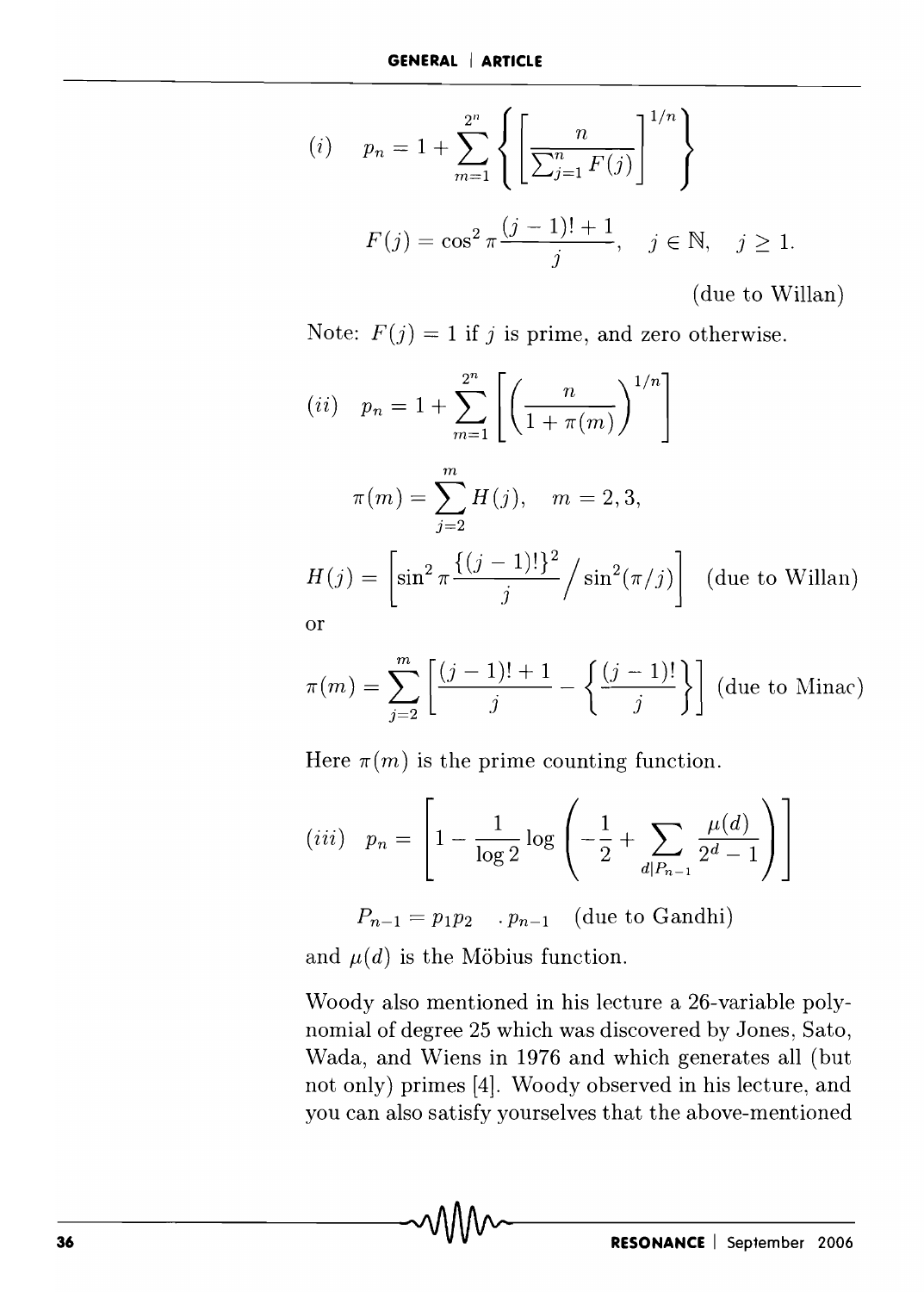$$(i) \quad p_n = 1 + \sum_{m=1}^{2^n} \left\{ \left[ \frac{n}{\sum_{j=1}^{n} F(j)} \right]^{1/n} \right\}$$

$$F(j) = \cos^2 \pi \frac{(j-1)! + 1}{j}, \quad j \in \mathbb{N}, \quad j \geq 1.$$

(due to Willan)

Note: $F(j) = 1$ if $j$ is prime, and zero otherwise.

$$(ii) \quad p_n = 1 + \sum_{m=1}^{2^n} \left[ \left( \frac{n}{1 + \pi(m)} \right)^{1/n} \right]$$

$$\pi(m) = \sum_{j=2}^{m} H(j), \quad m = 2, 3,$$

$$H(j) = \left[ \sin^2 \pi \frac{\{(j-1)!\}^2}{j} \Big/ \sin^2(\pi/j) \right] \quad \text{(due to Willan)}$$

or

$$\pi(m) = \sum_{j=2}^{m} \left[ \frac{(j-1)! + 1}{j} - \left\{ \frac{(j-1)!}{j} \right\} \right] \quad \text{(due to Minac)}$$

Here $\pi(m)$ is the prime counting function.

$$(iii) \quad p_n = \left[ 1 - \frac{1}{\log 2} \log \left( -\frac{1}{2} + \sum_{d | P_{n-1}} \frac{\mu(d)}{2^d - 1} \right) \right]$$

$$P_{n-1} = p_1 p_2 \quad . p_{n-1} \quad \text{(due to Gandhi)}$$

and $\mu(d)$ is the Möbius function.

Woody also mentioned in his lecture a 26-variable polynomial of degree 25 which was discovered by Jones, Sato, Wada, and Wiens in 1976 and which generates all (but not only) primes [4]. Woody observed in his lecture, and you can also satisfy yourselves that the above-mentioned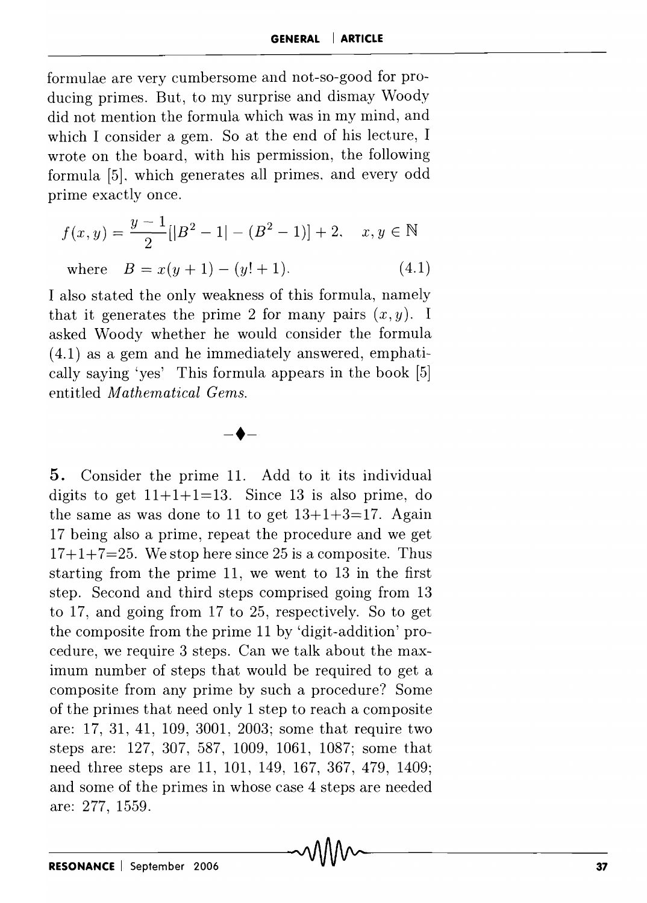formulae are very cumbersome and not-so-good for producing primes. But, to my surprise and dismay Woody did not mention the formula which was in my mind, and which I consider a gem. So at the end of his lecture, I wrote on the board, with his permission, the following formula [5], which generates all primes, and every odd prime exactly once.

$$f(x,y) = \frac{y-1}{2}[|B^2 - 1| - (B^2 - 1)] + 2, \quad x, y \in \mathbb{N}$$

$$\text{where} \quad B = x(y+1) - (y! + 1). \tag{4.1}$$

I also stated the only weakness of this formula, namely that it generates the prime 2 for many pairs $(x, y)$. I asked Woody whether he would consider the formula (4.1) as a gem and he immediately answered, emphatically saying 'yes' This formula appears in the book [5] entitled *Mathematical Gems.*

–♦–

**5.** Consider the prime 11. Add to it its individual digits to get 11+1+1=13. Since 13 is also prime, do the same as was done to 11 to get 13+1+3=17. Again 17 being also a prime, repeat the procedure and we get 17+1+7=25. We stop here since 25 is a composite. Thus starting from the prime 11, we went to 13 in the first step. Second and third steps comprised going from 13 to 17, and going from 17 to 25, respectively. So to get the composite from the prime 11 by 'digit-addition' procedure, we require 3 steps. Can we talk about the maximum number of steps that would be required to get a composite from any prime by such a procedure? Some of the primes that need only 1 step to reach a composite are: 17, 31, 41, 109, 3001, 2003; some that require two steps are: 127, 307, 587, 1009, 1061, 1087; some that need three steps are 11, 101, 149, 167, 367, 479, 1409; and some of the primes in whose case 4 steps are needed are: 277, 1559.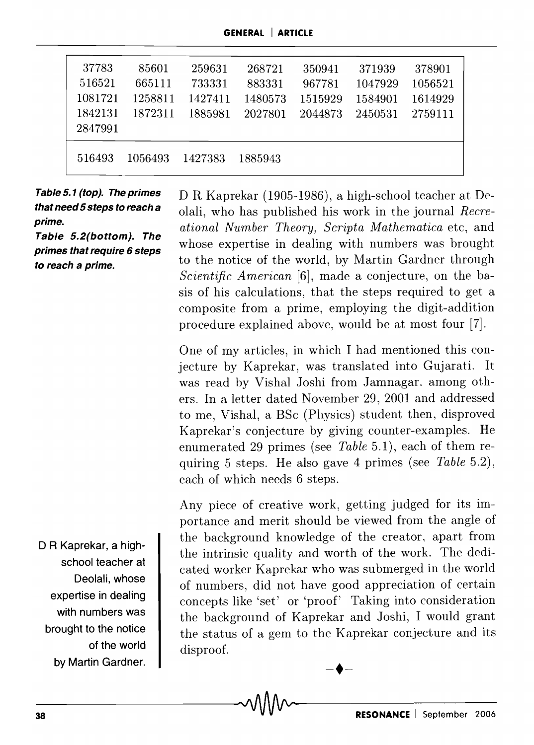| | | | | | | |
|---|---|---|---|---|---|---|
| 37783 | 85601 | 259631 | 268721 | 350941 | 371939 | 378901 |
| 516521 | 665111 | 733331 | 883331 | 967781 | 1047929 | 1056521 |
| 1081721 | 1258811 | 1427411 | 1480573 | 1515929 | 1584901 | 1614929 |
| 1842131 | 1872311 | 1885981 | 2027801 | 2044873 | 2450531 | 2759111 |
| 2847991 | | | | | | |

| | | | |
|---|---|---|---|
| 516493 | 1056493 | 1427383 | 1885943 |

***Table 5.1 (top). The primes that need 5 steps to reach a prime.***
***Table 5.2(bottom). The primes that require 6 steps to reach a prime.***

D R Kaprekar (1905-1986), a high-school teacher at Deolali, who has published his work in the journal *Recreational Number Theory*, *Scripta Mathematica* etc, and whose expertise in dealing with numbers was brought to the notice of the world, by Martin Gardner through *Scientific American* [6], made a conjecture, on the basis of his calculations, that the steps required to get a composite from a prime, employing the digit-addition procedure explained above, would be at most four [7].

One of my articles, in which I had mentioned this conjecture by Kaprekar, was translated into Gujarati. It was read by Vishal Joshi from Jamnagar, among others. In a letter dated November 29, 2001 and addressed to me, Vishal, a BSc (Physics) student then, disproved Kaprekar's conjecture by giving counter-examples. He enumerated 29 primes (see *Table* 5.1), each of them requiring 5 steps. He also gave 4 primes (see *Table* 5.2), each of which needs 6 steps.

D R Kaprekar, a high-school teacher at Deolali, whose expertise in dealing with numbers was brought to the notice of the world by Martin Gardner.

Any piece of creative work, getting judged for its importance and merit should be viewed from the angle of the background knowledge of the creator, apart from the intrinsic quality and worth of the work. The dedicated worker Kaprekar who was submerged in the world of numbers, did not have good appreciation of certain concepts like 'set' or 'proof' Taking into consideration the background of Kaprekar and Joshi, I would grant the status of a gem to the Kaprekar conjecture and its disproof.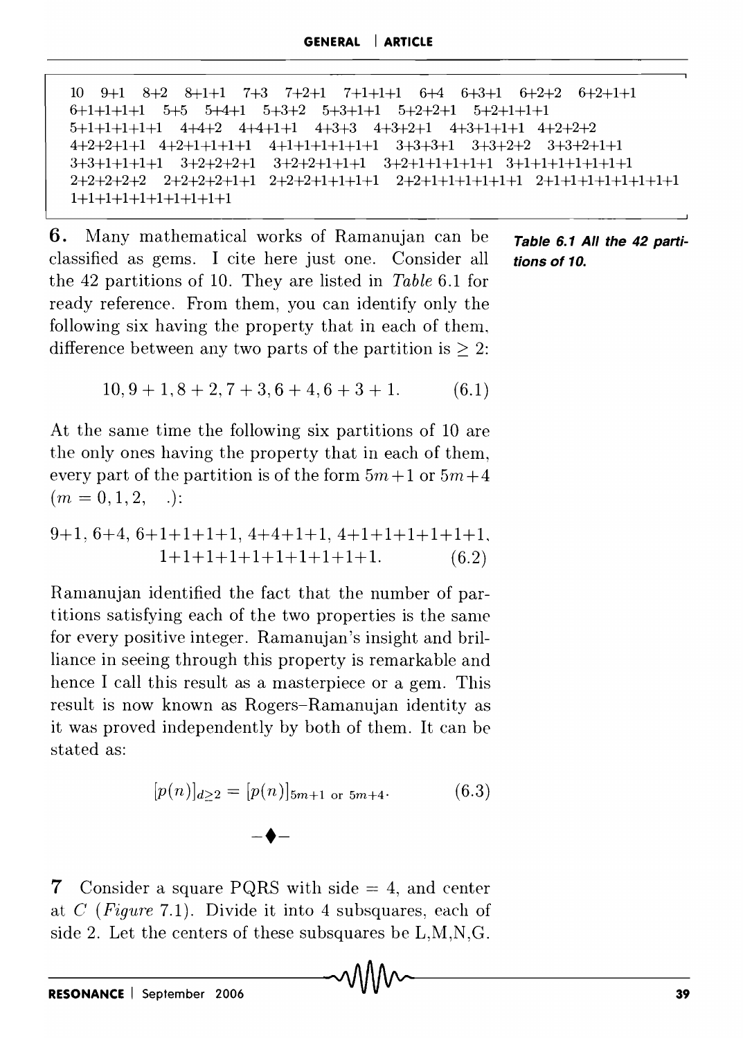10  9+1  8+2  8+1+1  7+3  7+2+1  7+1+1+1  6+4  6+3+1  6+2+2  6+2+1+1
6+1+1+1+1  5+5  5+4+1  5+3+2  5+3+1+1  5+2+2+1  5+2+1+1+1
5+1+1+1+1+1  4+4+2  4+4+1+1  4+3+3  4+3+2+1  4+3+1+1+1  4+2+2+2
4+2+2+1+1  4+2+1+1+1+1  4+1+1+1+1+1+1  3+3+3+1  3+3+2+2  3+3+2+1+1
3+3+1+1+1+1  3+2+2+2+1  3+2+2+1+1+1  3+2+1+1+1+1+1  3+1+1+1+1+1+1+1
2+2+2+2+2  2+2+2+2+1+1  2+2+2+1+1+1+1  2+2+1+1+1+1+1+1  2+1+1+1+1+1+1+1+1
1+1+1+1+1+1+1+1+1+1

***Table 6.1 All the 42 partitions of 10.***

**6.** Many mathematical works of Ramanujan can be classified as gems. I cite here just one. Consider all the 42 partitions of 10. They are listed in *Table* 6.1 for ready reference. From them, you can identify only the following six having the property that in each of them, difference between any two parts of the partition is $\geq 2$:

$$10, 9+1, 8+2, 7+3, 6+4, 6+3+1. \qquad (6.1)$$

At the same time the following six partitions of 10 are the only ones having the property that in each of them, every part of the partition is of the form $5m+1$ or $5m+4$ $(m = 0, 1, 2, \ldots)$:

$$9+1, 6+4, 6+1+1+1+1, 4+4+1+1, 4+1+1+1+1+1+1, 1+1+1+1+1+1+1+1+1+1. \qquad (6.2)$$

Ramanujan identified the fact that the number of partitions satisfying each of the two properties is the same for every positive integer. Ramanujan's insight and brilliance in seeing through this property is remarkable and hence I call this result as a masterpiece or a gem. This result is now known as Rogers–Ramanujan identity as it was proved independently by both of them. It can be stated as:

$$[p(n)]_{d\geq 2} = [p(n)]_{5m+1 \text{ or } 5m+4}. \qquad (6.3)$$

–♦–

**7** Consider a square PQRS with side = 4, and center at $C$ (*Figure* 7.1). Divide it into 4 subsquares, each of side 2. Let the centers of these subsquares be L,M,N,G.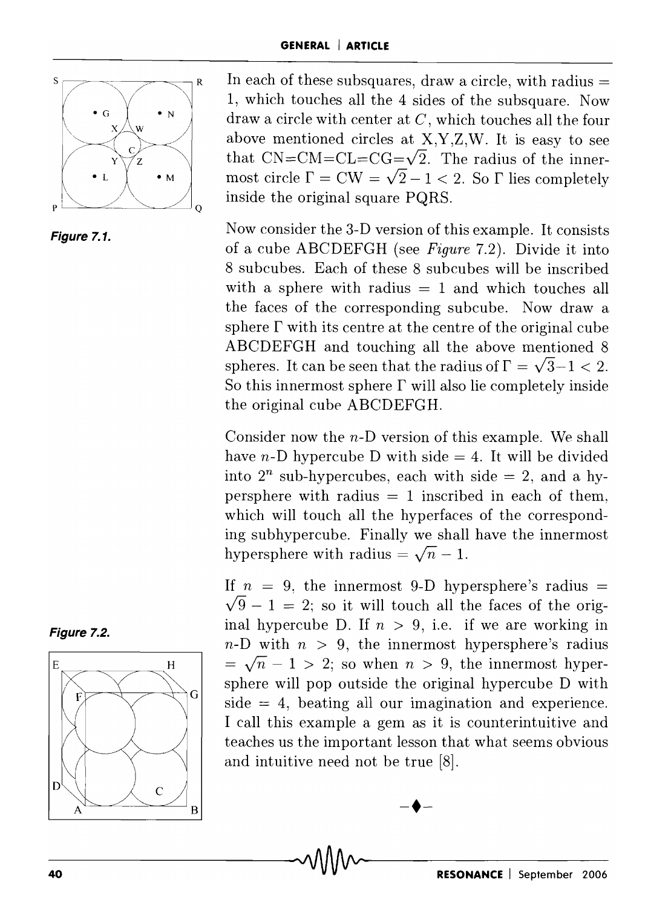In each of these subsquares, draw a circle, with radius = 1, which touches all the 4 sides of the subsquare. Now draw a circle with center at $C$, which touches all the four above mentioned circles at X,Y,Z,W. It is easy to see that CN=CM=CL=CG=$\sqrt{2}$. The radius of the innermost circle $\Gamma$ = CW = $\sqrt{2} - 1 < 2$. So $\Gamma$ lies completely inside the original square PQRS.

*Figure 7.1.*

Now consider the 3-D version of this example. It consists of a cube ABCDEFGH (see *Figure* 7.2). Divide it into 8 subcubes. Each of these 8 subcubes will be inscribed with a sphere with radius = 1 and which touches all the faces of the corresponding subcube. Now draw a sphere $\Gamma$ with its centre at the centre of the original cube ABCDEFGH and touching all the above mentioned 8 spheres. It can be seen that the radius of $\Gamma = \sqrt{3}-1 < 2$. So this innermost sphere $\Gamma$ will also lie completely inside the original cube ABCDEFGH.

Consider now the $n$-D version of this example. We shall have $n$-D hypercube D with side = 4. It will be divided into $2^n$ sub-hypercubes, each with side = 2, and a hypersphere with radius = 1 inscribed in each of them, which will touch all the hyperfaces of the corresponding subhypercube. Finally we shall have the innermost hypersphere with radius = $\sqrt{n} - 1$.

If $n$ = 9, the innermost 9-D hypersphere's radius = $\sqrt{9} - 1 = 2$; so it will touch all the faces of the original hypercube D. If $n > 9$, i.e. if we are working in $n$-D with $n > 9$, the innermost hypersphere's radius = $\sqrt{n} - 1 > 2$; so when $n > 9$, the innermost hypersphere will pop outside the original hypercube D with side = 4, beating all our imagination and experience. I call this example a gem as it is counterintuitive and teaches us the important lesson that what seems obvious and intuitive need not be true [8].

*Figure 7.2.*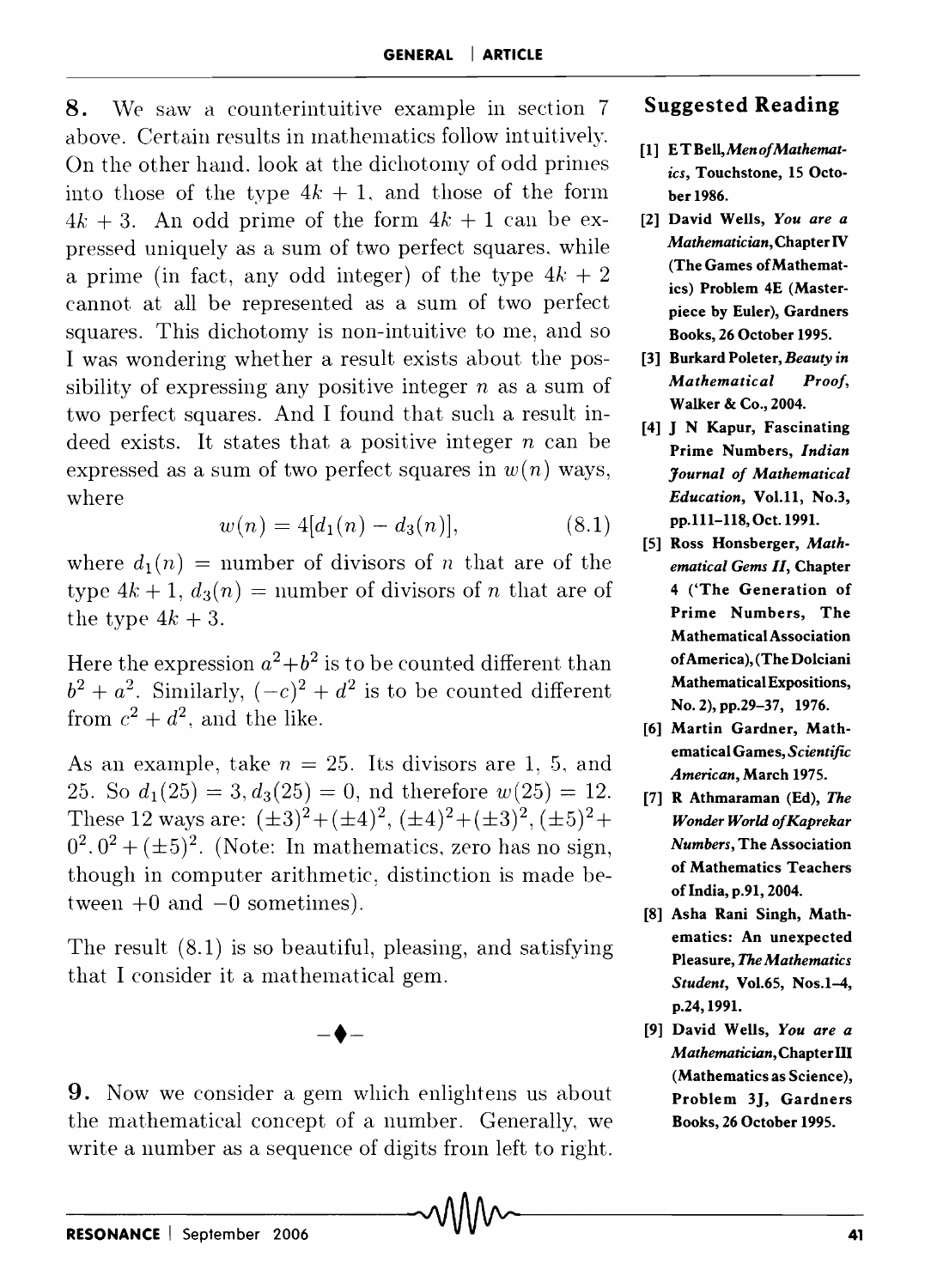**8.** We saw a counterintuitive example in section 7 above. Certain results in mathematics follow intuitively. On the other hand, look at the dichotomy of odd primes into those of the type $4k + 1$, and those of the form $4k + 3$. An odd prime of the form $4k + 1$ can be expressed uniquely as a sum of two perfect squares, while a prime (in fact, any odd integer) of the type $4k + 2$ cannot at all be represented as a sum of two perfect squares. This dichotomy is non-intuitive to me, and so I was wondering whether a result exists about the possibility of expressing any positive integer $n$ as a sum of two perfect squares. And I found that such a result indeed exists. It states that a positive integer $n$ can be expressed as a sum of two perfect squares in $w(n)$ ways, where

$$w(n) = 4[d_1(n) - d_3(n)], \tag{8.1}$$

where $d_1(n)$ = number of divisors of $n$ that are of the type $4k + 1$, $d_3(n)$ = number of divisors of $n$ that are of the type $4k + 3$.

Here the expression $a^2+b^2$ is to be counted different than $b^2 + a^2$. Similarly, $(-c)^2 + d^2$ is to be counted different from $c^2 + d^2$, and the like.

As an example, take $n = 25$. Its divisors are 1, 5, and 25. So $d_1(25) = 3, d_3(25) = 0$, nd therefore $w(25) = 12$. These 12 ways are: $(\pm 3)^2+(\pm 4)^2$, $(\pm 4)^2+(\pm 3)^2$, $(\pm 5)^2+0^2$. $0^2+(\pm 5)^2$. (Note: In mathematics, zero has no sign, though in computer arithmetic, distinction is made between $+0$ and $-0$ sometimes).

The result (8.1) is so beautiful, pleasing, and satisfying that I consider it a mathematical gem.

–♦–

**9.** Now we consider a gem which enlightens us about the mathematical concept of a number. Generally, we write a number as a sequence of digits from left to right.

## Suggested Reading

- [1] E T Bell, *Men of Mathematics*, Touchstone, 15 October 1986.
- [2] David Wells, *You are a Mathematician*, Chapter IV (The Games of Mathematics) Problem 4E (Masterpiece by Euler), Gardners Books, 26 October 1995.
- [3] Burkard Poleter, *Beauty in Mathematical Proof*, Walker & Co., 2004.
- [4] J N Kapur, Fascinating Prime Numbers, *Indian Journal of Mathematical Education*, Vol.11, No.3, pp.111–118, Oct. 1991.
- [5] Ross Honsberger, *Mathematical Gems II*, Chapter 4 ('The Generation of Prime Numbers, The Mathematical Association of America, (The Dolciani Mathematical Expositions, No. 2), pp.29–37, 1976.
- [6] Martin Gardner, Mathematical Games, *Scientific American*, March 1975.
- [7] R Athmaraman (Ed), *The Wonder World of Kaprekar Numbers*, The Association of Mathematics Teachers of India, p.91, 2004.
- [8] Asha Rani Singh, Mathematics: An unexpected Pleasure, *The Mathematics Student*, Vol.65, Nos.1–4, p.24, 1991.
- [9] David Wells, *You are a Mathematician*, Chapter III (Mathematics as Science), Problem 3J, Gardners Books, 26 October 1995.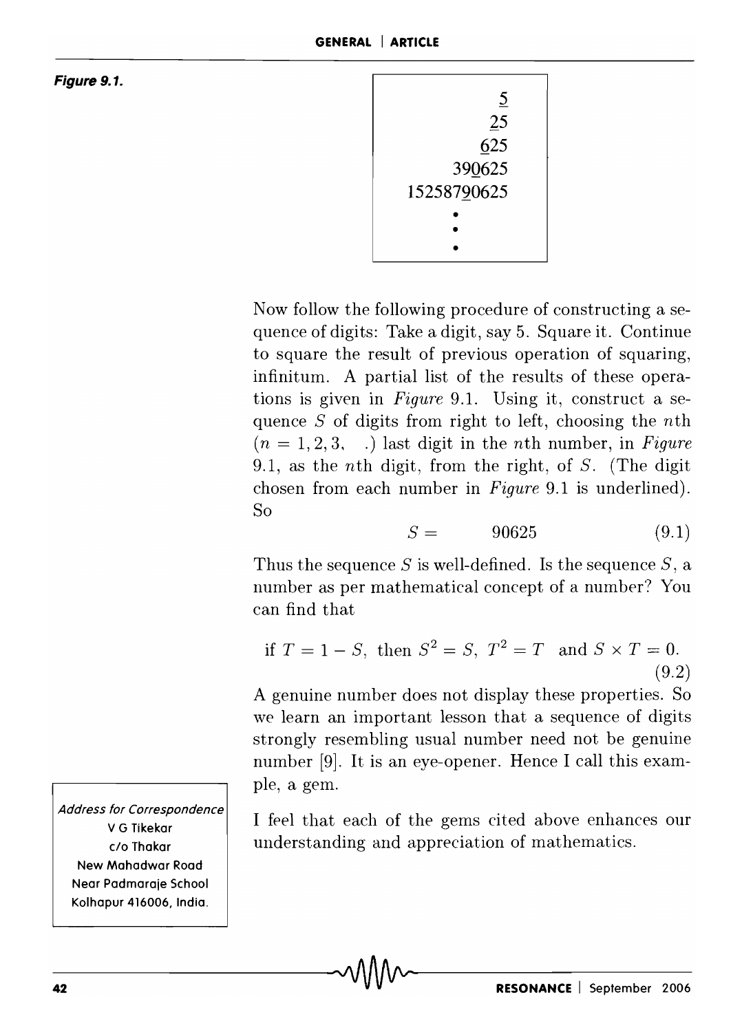*Figure 9.1.*

| |
|---|
| $\underline{5}$ |
| $\underline{2}5$ |
| $\underline{6}25$ |
| $39\underline{0}625$ |
| $1525878\underline{9}0625$ |
| • |
| • |
| • |

Now follow the following procedure of constructing a sequence of digits: Take a digit, say 5. Square it. Continue to square the result of previous operation of squaring, infinitum. A partial list of the results of these operations is given in *Figure* 9.1. Using it, construct a sequence $S$ of digits from right to left, choosing the $n$th ($n = 1, 2, 3, \ \ .$) last digit in the $n$th number, in *Figure* 9.1, as the $n$th digit, from the right, of $S$. (The digit chosen from each number in *Figure* 9.1 is underlined). So

$$S = \qquad 90625 \tag{9.1}$$

Thus the sequence $S$ is well-defined. Is the sequence $S$, a number as per mathematical concept of a number? You can find that

$$\text{if } T = 1 - S, \text{ then } S^2 = S, \ T^2 = T \ \text{ and } S \times T = 0. \tag{9.2}$$

A genuine number does not display these properties. So we learn an important lesson that a sequence of digits strongly resembling usual number need not be genuine number [9]. It is an eye-opener. Hence I call this example, a gem.

I feel that each of the gems cited above enhances our understanding and appreciation of mathematics.

*Address for Correspondence*
V G Tikekar
c/o Thakar
New Mahadwar Road
Near Padmaraje School
Kolhapur 416006, India.